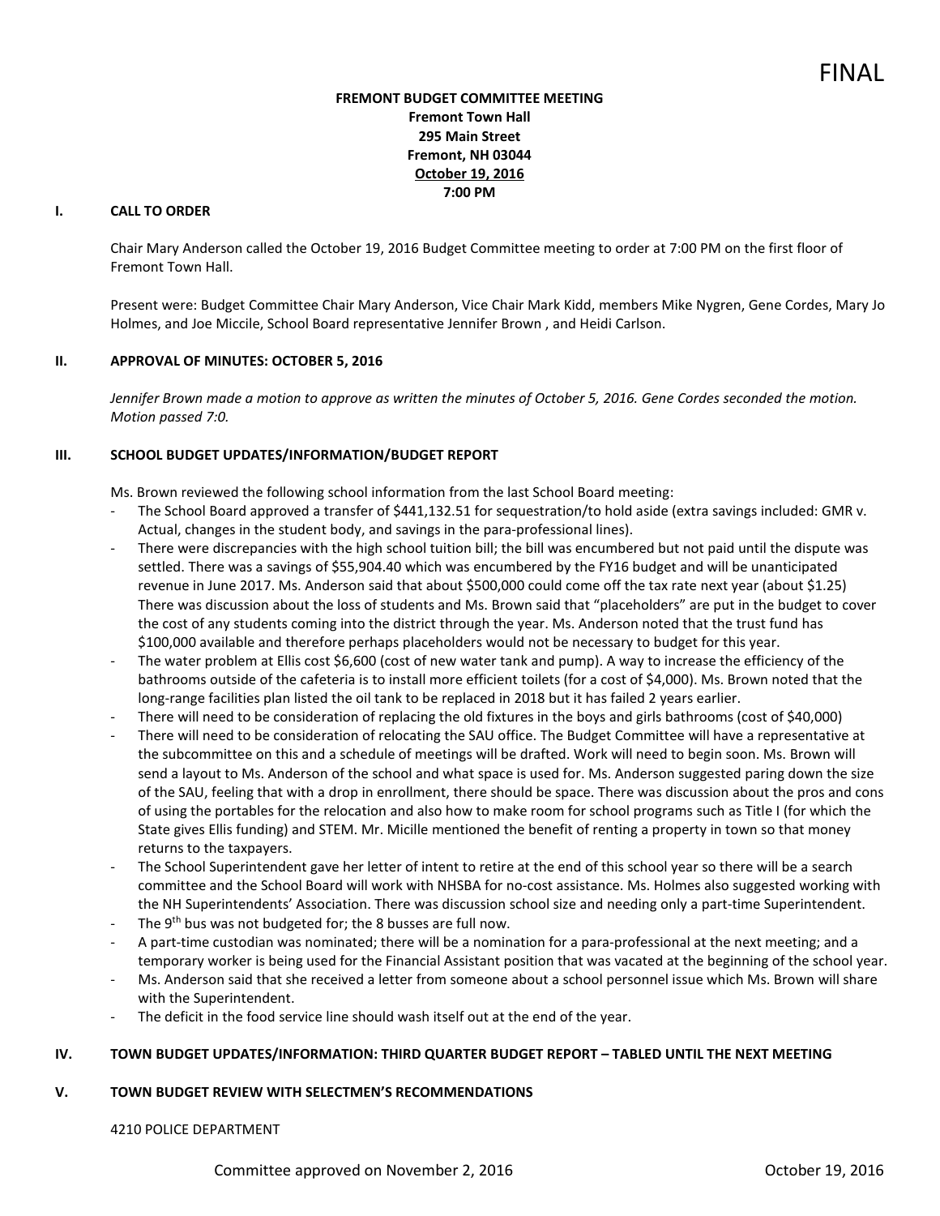FINAL

**FREMONT BUDGET COMMITTEE MEETING**
**Fremont Town Hall**
**295 Main Street**
**Fremont, NH 03044**
**October 19, 2016**
**7:00 PM**

## I. CALL TO ORDER

Chair Mary Anderson called the October 19, 2016 Budget Committee meeting to order at 7:00 PM on the first floor of Fremont Town Hall.

Present were: Budget Committee Chair Mary Anderson, Vice Chair Mark Kidd, members Mike Nygren, Gene Cordes, Mary Jo Holmes, and Joe Miccile, School Board representative Jennifer Brown , and Heidi Carlson.

## II. APPROVAL OF MINUTES: OCTOBER 5, 2016

*Jennifer Brown made a motion to approve as written the minutes of October 5, 2016. Gene Cordes seconded the motion. Motion passed 7:0.*

## III. SCHOOL BUDGET UPDATES/INFORMATION/BUDGET REPORT

Ms. Brown reviewed the following school information from the last School Board meeting:

- The School Board approved a transfer of $441,132.51 for sequestration/to hold aside (extra savings included: GMR v. Actual, changes in the student body, and savings in the para-professional lines).
- There were discrepancies with the high school tuition bill; the bill was encumbered but not paid until the dispute was settled. There was a savings of $55,904.40 which was encumbered by the FY16 budget and will be unanticipated revenue in June 2017. Ms. Anderson said that about $500,000 could come off the tax rate next year (about $1.25) There was discussion about the loss of students and Ms. Brown said that "placeholders" are put in the budget to cover the cost of any students coming into the district through the year. Ms. Anderson noted that the trust fund has $100,000 available and therefore perhaps placeholders would not be necessary to budget for this year.
- The water problem at Ellis cost $6,600 (cost of new water tank and pump). A way to increase the efficiency of the bathrooms outside of the cafeteria is to install more efficient toilets (for a cost of $4,000). Ms. Brown noted that the long-range facilities plan listed the oil tank to be replaced in 2018 but it has failed 2 years earlier.
- There will need to be consideration of replacing the old fixtures in the boys and girls bathrooms (cost of $40,000)
- There will need to be consideration of relocating the SAU office. The Budget Committee will have a representative at the subcommittee on this and a schedule of meetings will be drafted. Work will need to begin soon. Ms. Brown will send a layout to Ms. Anderson of the school and what space is used for. Ms. Anderson suggested paring down the size of the SAU, feeling that with a drop in enrollment, there should be space. There was discussion about the pros and cons of using the portables for the relocation and also how to make room for school programs such as Title I (for which the State gives Ellis funding) and STEM. Mr. Micille mentioned the benefit of renting a property in town so that money returns to the taxpayers.
- The School Superintendent gave her letter of intent to retire at the end of this school year so there will be a search committee and the School Board will work with NHSBA for no-cost assistance. Ms. Holmes also suggested working with the NH Superintendents' Association. There was discussion school size and needing only a part-time Superintendent.
- The 9th bus was not budgeted for; the 8 busses are full now.
- A part-time custodian was nominated; there will be a nomination for a para-professional at the next meeting; and a temporary worker is being used for the Financial Assistant position that was vacated at the beginning of the school year.
- Ms. Anderson said that she received a letter from someone about a school personnel issue which Ms. Brown will share with the Superintendent.
- The deficit in the food service line should wash itself out at the end of the year.

## IV. TOWN BUDGET UPDATES/INFORMATION: THIRD QUARTER BUDGET REPORT – TABLED UNTIL THE NEXT MEETING

## V. TOWN BUDGET REVIEW WITH SELECTMEN'S RECOMMENDATIONS

4210 POLICE DEPARTMENT

Committee approved on November 2, 2016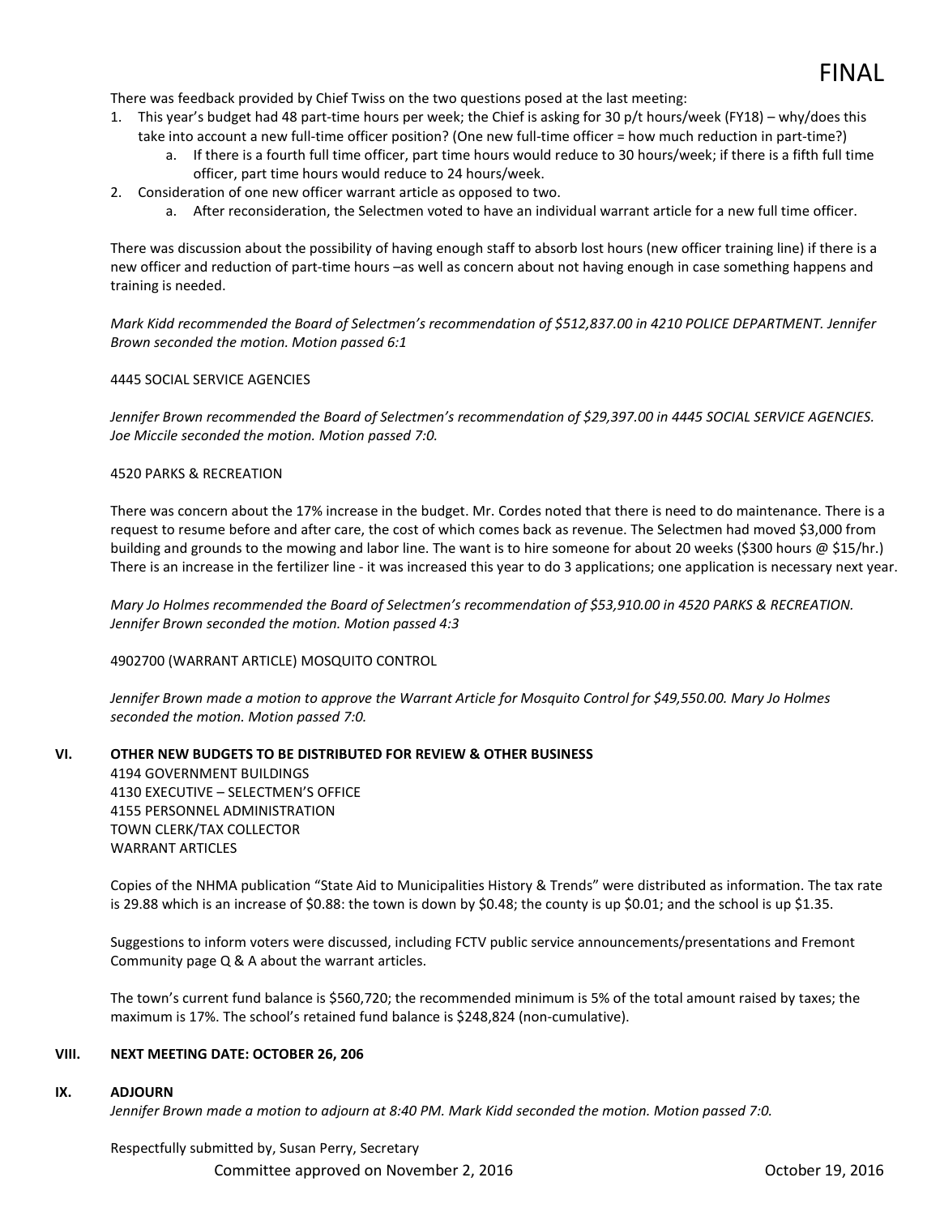FINAL

There was feedback provided by Chief Twiss on the two questions posed at the last meeting:

1. This year's budget had 48 part-time hours per week; the Chief is asking for 30 p/t hours/week (FY18) – why/does this take into account a new full-time officer position? (One new full-time officer = how much reduction in part-time?)
   a. If there is a fourth full time officer, part time hours would reduce to 30 hours/week; if there is a fifth full time officer, part time hours would reduce to 24 hours/week.
2. Consideration of one new officer warrant article as opposed to two.
   a. After reconsideration, the Selectmen voted to have an individual warrant article for a new full time officer.

There was discussion about the possibility of having enough staff to absorb lost hours (new officer training line) if there is a new officer and reduction of part-time hours –as well as concern about not having enough in case something happens and training is needed.

*Mark Kidd recommended the Board of Selectmen's recommendation of $512,837.00 in 4210 POLICE DEPARTMENT. Jennifer Brown seconded the motion. Motion passed 6:1*

4445 SOCIAL SERVICE AGENCIES

*Jennifer Brown recommended the Board of Selectmen's recommendation of $29,397.00 in 4445 SOCIAL SERVICE AGENCIES. Joe Miccile seconded the motion. Motion passed 7:0.*

4520 PARKS & RECREATION

There was concern about the 17% increase in the budget. Mr. Cordes noted that there is need to do maintenance. There is a request to resume before and after care, the cost of which comes back as revenue. The Selectmen had moved $3,000 from building and grounds to the mowing and labor line. The want is to hire someone for about 20 weeks ($300 hours @ $15/hr.) There is an increase in the fertilizer line - it was increased this year to do 3 applications; one application is necessary next year.

*Mary Jo Holmes recommended the Board of Selectmen's recommendation of $53,910.00 in 4520 PARKS & RECREATION. Jennifer Brown seconded the motion. Motion passed 4:3*

4902700 (WARRANT ARTICLE) MOSQUITO CONTROL

*Jennifer Brown made a motion to approve the Warrant Article for Mosquito Control for $49,550.00. Mary Jo Holmes seconded the motion. Motion passed 7:0.*

## VI. OTHER NEW BUDGETS TO BE DISTRIBUTED FOR REVIEW & OTHER BUSINESS

4194 GOVERNMENT BUILDINGS
4130 EXECUTIVE – SELECTMEN'S OFFICE
4155 PERSONNEL ADMINISTRATION
TOWN CLERK/TAX COLLECTOR
WARRANT ARTICLES

Copies of the NHMA publication "State Aid to Municipalities History & Trends" were distributed as information. The tax rate is 29.88 which is an increase of $0.88: the town is down by $0.48; the county is up $0.01; and the school is up $1.35.

Suggestions to inform voters were discussed, including FCTV public service announcements/presentations and Fremont Community page Q & A about the warrant articles.

The town's current fund balance is $560,720; the recommended minimum is 5% of the total amount raised by taxes; the maximum is 17%. The school's retained fund balance is $248,824 (non-cumulative).

## VIII. NEXT MEETING DATE: OCTOBER 26, 206

## IX. ADJOURN

*Jennifer Brown made a motion to adjourn at 8:40 PM. Mark Kidd seconded the motion. Motion passed 7:0.*

Respectfully submitted by, Susan Perry, Secretary

Committee approved on November 2, 2016

October 19, 2016